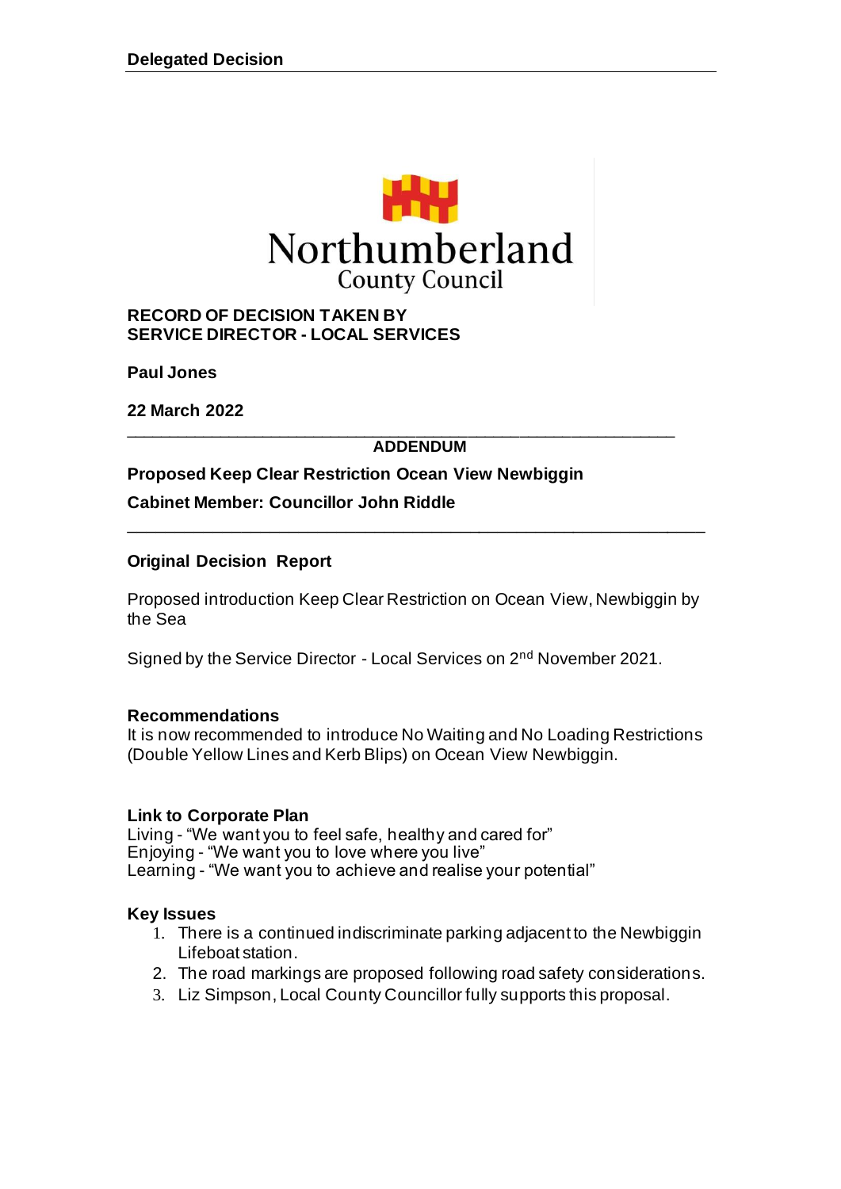**Delegated Decision**

Northumberland County Council

**RECORD OF DECISION TAKEN BY**
**SERVICE DIRECTOR - LOCAL SERVICES**

**Paul Jones**

**22 March 2022**

---

**ADDENDUM**

**Proposed Keep Clear Restriction Ocean View Newbiggin**

**Cabinet Member: Councillor John Riddle**

---

**Original Decision Report**

Proposed introduction Keep Clear Restriction on Ocean View, Newbiggin by the Sea

Signed by the Service Director - Local Services on 2nd November 2021.

**Recommendations**
It is now recommended to introduce No Waiting and No Loading Restrictions (Double Yellow Lines and Kerb Blips) on Ocean View Newbiggin.

**Link to Corporate Plan**
Living - "We want you to feel safe, healthy and cared for"
Enjoying - "We want you to love where you live"
Learning - "We want you to achieve and realise your potential"

**Key Issues**

1. There is a continued indiscriminate parking adjacent to the Newbiggin Lifeboat station.
2. The road markings are proposed following road safety considerations.
3. Liz Simpson, Local County Councillor fully supports this proposal.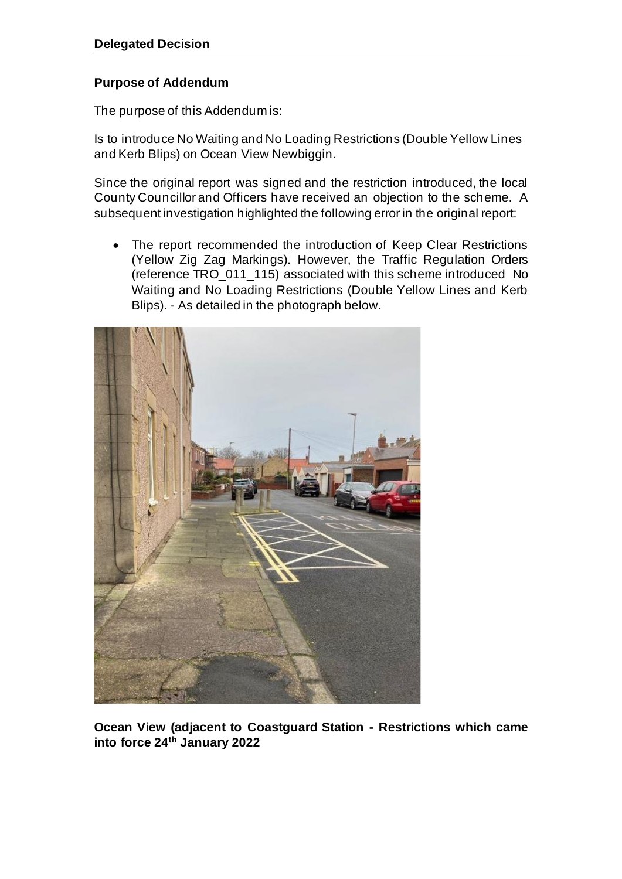**Delegated Decision**

**Purpose of Addendum**

The purpose of this Addendum is:

Is to introduce No Waiting and No Loading Restrictions (Double Yellow Lines and Kerb Blips) on Ocean View Newbiggin.

Since the original report was signed and the restriction introduced, the local County Councillor and Officers have received an objection to the scheme. A subsequent investigation highlighted the following error in the original report:

- The report recommended the introduction of Keep Clear Restrictions (Yellow Zig Zag Markings). However, the Traffic Regulation Orders (reference TRO_011_115) associated with this scheme introduced No Waiting and No Loading Restrictions (Double Yellow Lines and Kerb Blips). - As detailed in the photograph below.

**Ocean View (adjacent to Coastguard Station - Restrictions which came into force 24th January 2022**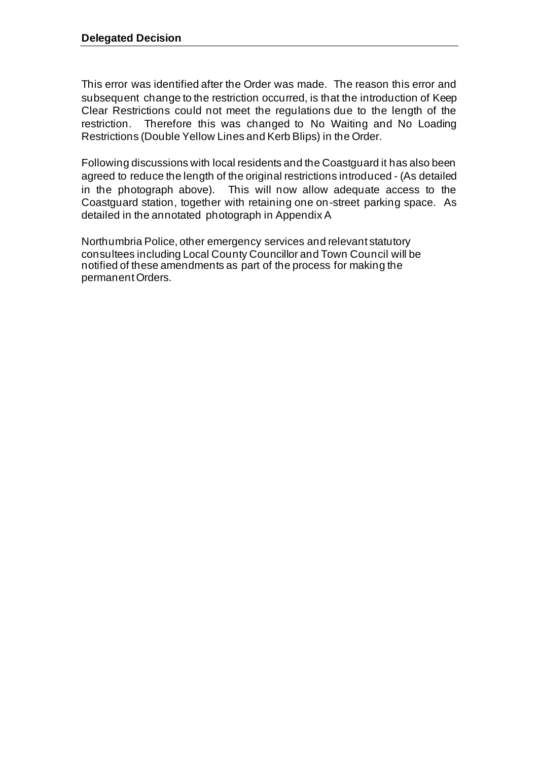This error was identified after the Order was made. The reason this error and subsequent change to the restriction occurred, is that the introduction of Keep Clear Restrictions could not meet the regulations due to the length of the restriction. Therefore this was changed to No Waiting and No Loading Restrictions (Double Yellow Lines and Kerb Blips) in the Order.

Following discussions with local residents and the Coastguard it has also been agreed to reduce the length of the original restrictions introduced - (As detailed in the photograph above). This will now allow adequate access to the Coastguard station, together with retaining one on-street parking space. As detailed in the annotated photograph in Appendix A

Northumbria Police, other emergency services and relevant statutory consultees including Local County Councillor and Town Council will be notified of these amendments as part of the process for making the permanent Orders.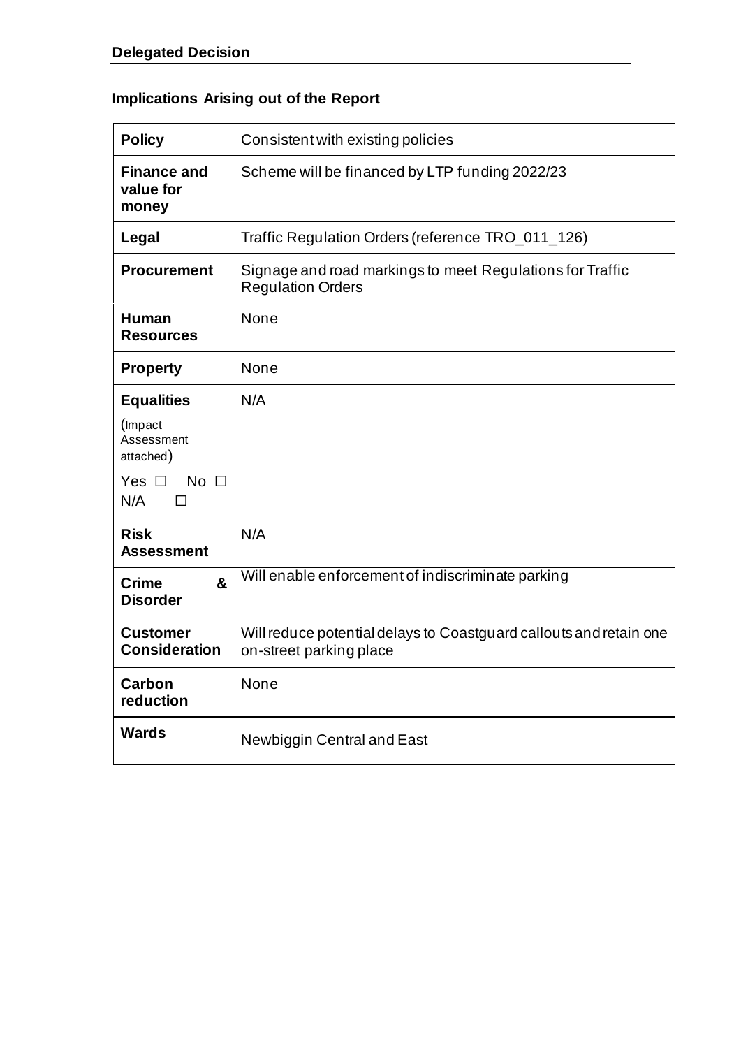**Delegated Decision**

## Implications Arising out of the Report

| | |
|---|---|
| **Policy** | Consistent with existing policies |
| **Finance and value for money** | Scheme will be financed by LTP funding 2022/23 |
| **Legal** | Traffic Regulation Orders (reference TRO_011_126) |
| **Procurement** | Signage and road markings to meet Regulations for Traffic Regulation Orders |
| **Human Resources** | None |
| **Property** | None |
| **Equalities** (Impact Assessment attached) Yes ☐ No ☐ N/A ☐ | N/A |
| **Risk Assessment** | N/A |
| **Crime & Disorder** | Will enable enforcement of indiscriminate parking |
| **Customer Consideration** | Will reduce potential delays to Coastguard callouts and retain one on-street parking place |
| **Carbon reduction** | None |
| **Wards** | Newbiggin Central and East |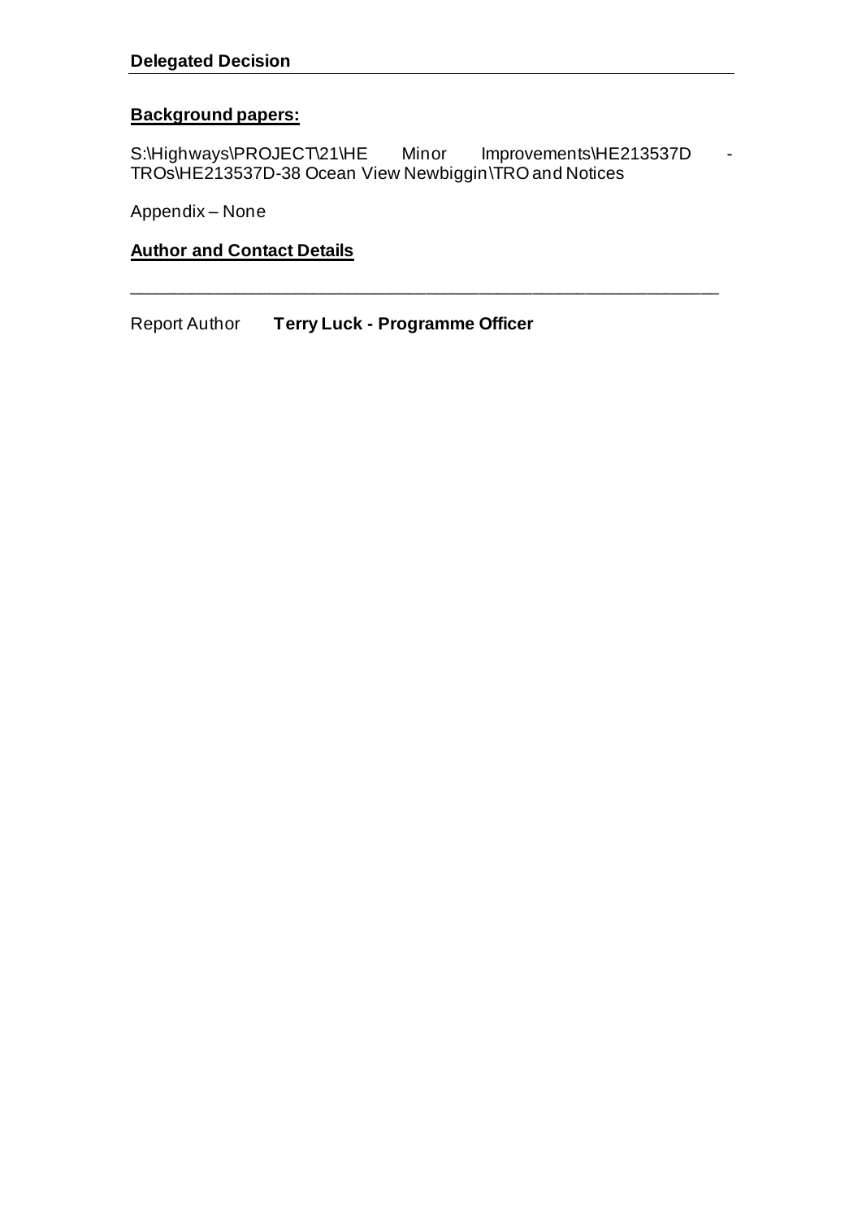**Delegated Decision**

**Background papers:**

S:\Highways\PROJECT\21\HE Minor Improvements\HE213537D - TROs\HE213537D-38 Ocean View Newbiggin\TRO and Notices

Appendix – None

**Author and Contact Details**

---

Report Author **Terry Luck - Programme Officer**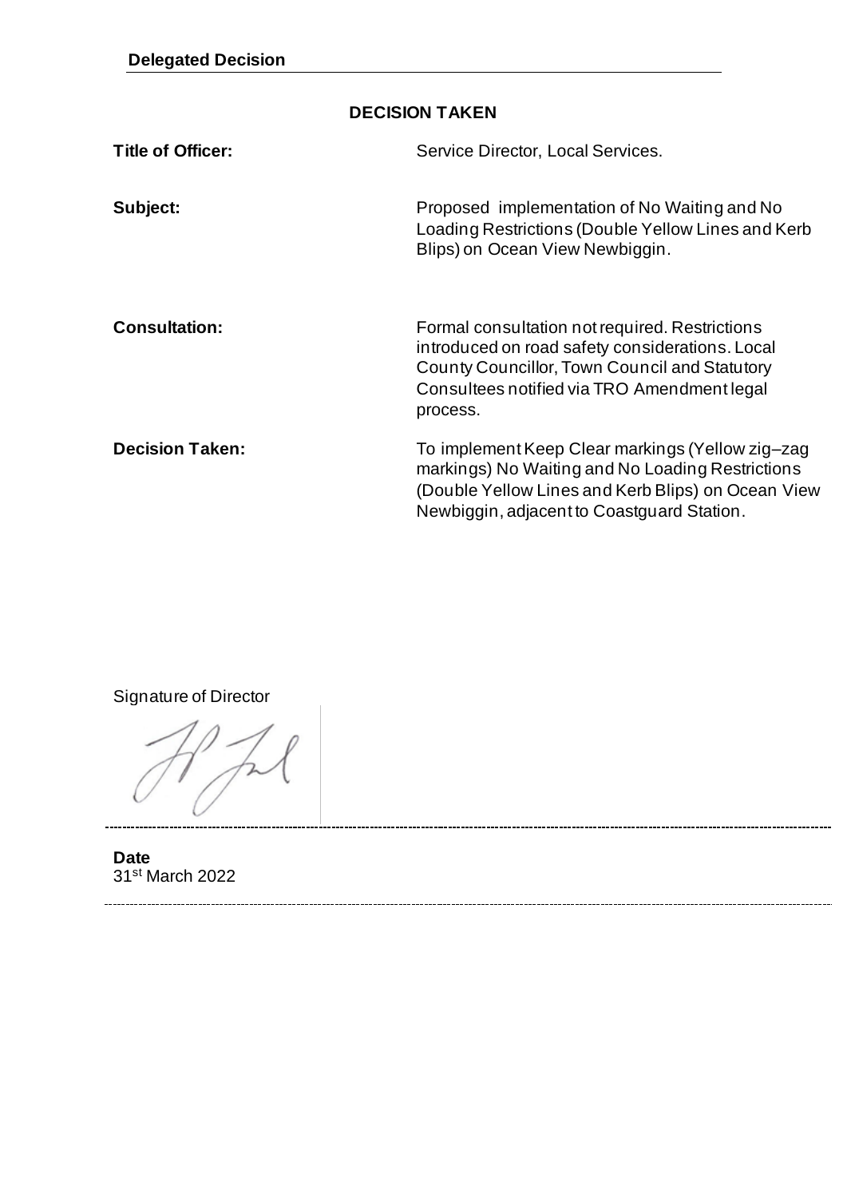**Delegated Decision**

## DECISION TAKEN

| | |
|---|---|
| **Title of Officer:** | Service Director, Local Services. |
| **Subject:** | Proposed implementation of No Waiting and No Loading Restrictions (Double Yellow Lines and Kerb Blips) on Ocean View Newbiggin. |
| **Consultation:** | Formal consultation not required. Restrictions introduced on road safety considerations. Local County Councillor, Town Council and Statutory Consultees notified via TRO Amendment legal process. |
| **Decision Taken:** | To implement Keep Clear markings (Yellow zig–zag markings) No Waiting and No Loading Restrictions (Double Yellow Lines and Kerb Blips) on Ocean View Newbiggin, adjacent to Coastguard Station. |

Signature of Director

---

**Date**
31st March 2022

---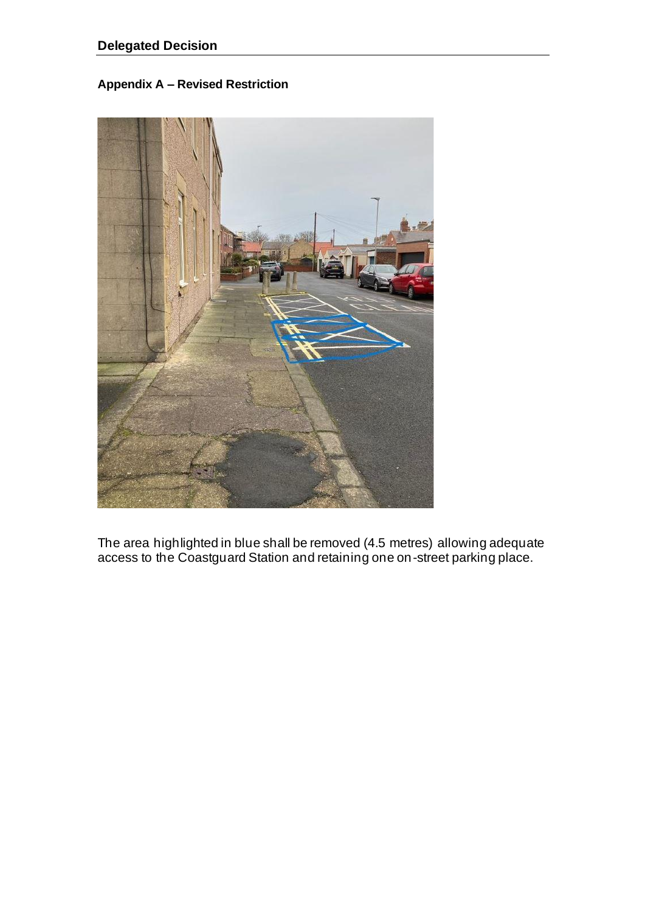# Delegated Decision

**Appendix A – Revised Restriction**

The area highlighted in blue shall be removed (4.5 metres) allowing adequate access to the Coastguard Station and retaining one on-street parking place.